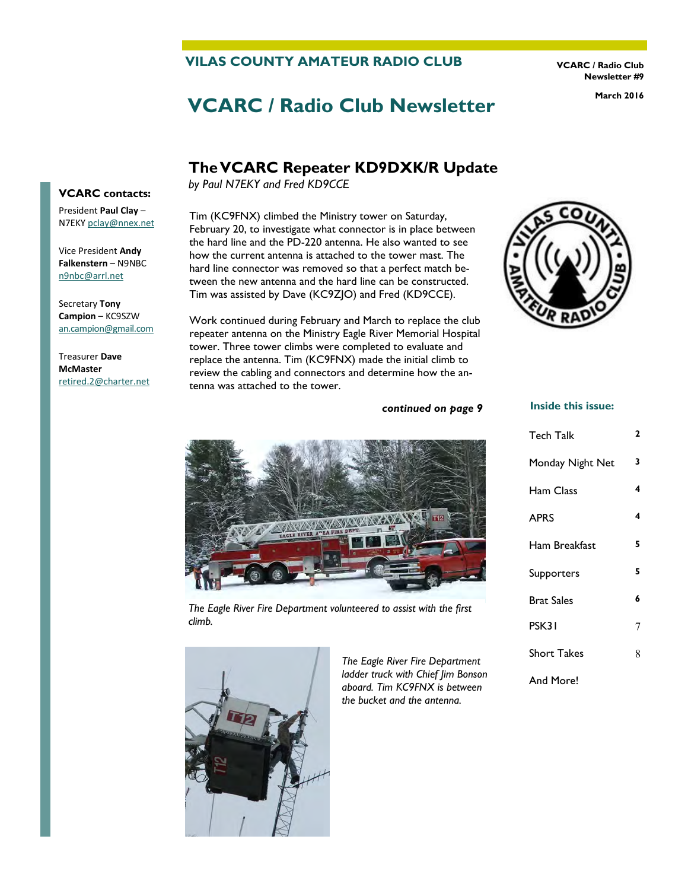# VILAS COUNTY AMATEUR RADIO CLUB

**VCARC / Radio Club Newsletter #9**

**March 2016**

# VCARC / Radio Club Newsletter

## The VCARC Repeater KD9DXK/R Update

*by Paul N7EKY and Fred KD9CCE*

Tim (KC9FNX) climbed the Ministry tower on Saturday, February 20, to investigate what connector is in place between the hard line and the PD-220 antenna. He also wanted to see how the current antenna is attached to the tower mast. The hard line connector was removed so that a perfect match between the new antenna and the hard line can be constructed. Tim was assisted by Dave (KC9ZJO) and Fred (KD9CCE).

Work continued during February and March to replace the club repeater antenna on the Ministry Eagle River Memorial Hospital tower. Three tower climbs were completed to evaluate and replace the antenna. Tim (KC9FNX) made the initial climb to review the cabling and connectors and determine how the antenna was attached to the tower.

***continued on page 9***

*The Eagle River Fire Department volunteered to assist with the first climb.*

*The Eagle River Fire Department ladder truck with Chief Jim Bonson aboard. Tim KC9FNX is between the bucket and the antenna.*

### VCARC contacts:

President **Paul Clay** – N7EKY pclay@nnex.net

Vice President **Andy Falkenstern** – N9NBC n9nbc@arrl.net

Secretary **Tony Campion** – KC9SZW an.campion@gmail.com

Treasurer **Dave McMaster** retired.2@charter.net

### Inside this issue:

| | |
|---|---|
| Tech Talk | 2 |
| Monday Night Net | 3 |
| Ham Class | 4 |
| APRS | 4 |
| Ham Breakfast | 5 |
| Supporters | 5 |
| Brat Sales | 6 |
| PSK31 | 7 |
| Short Takes | 8 |
| And More! | |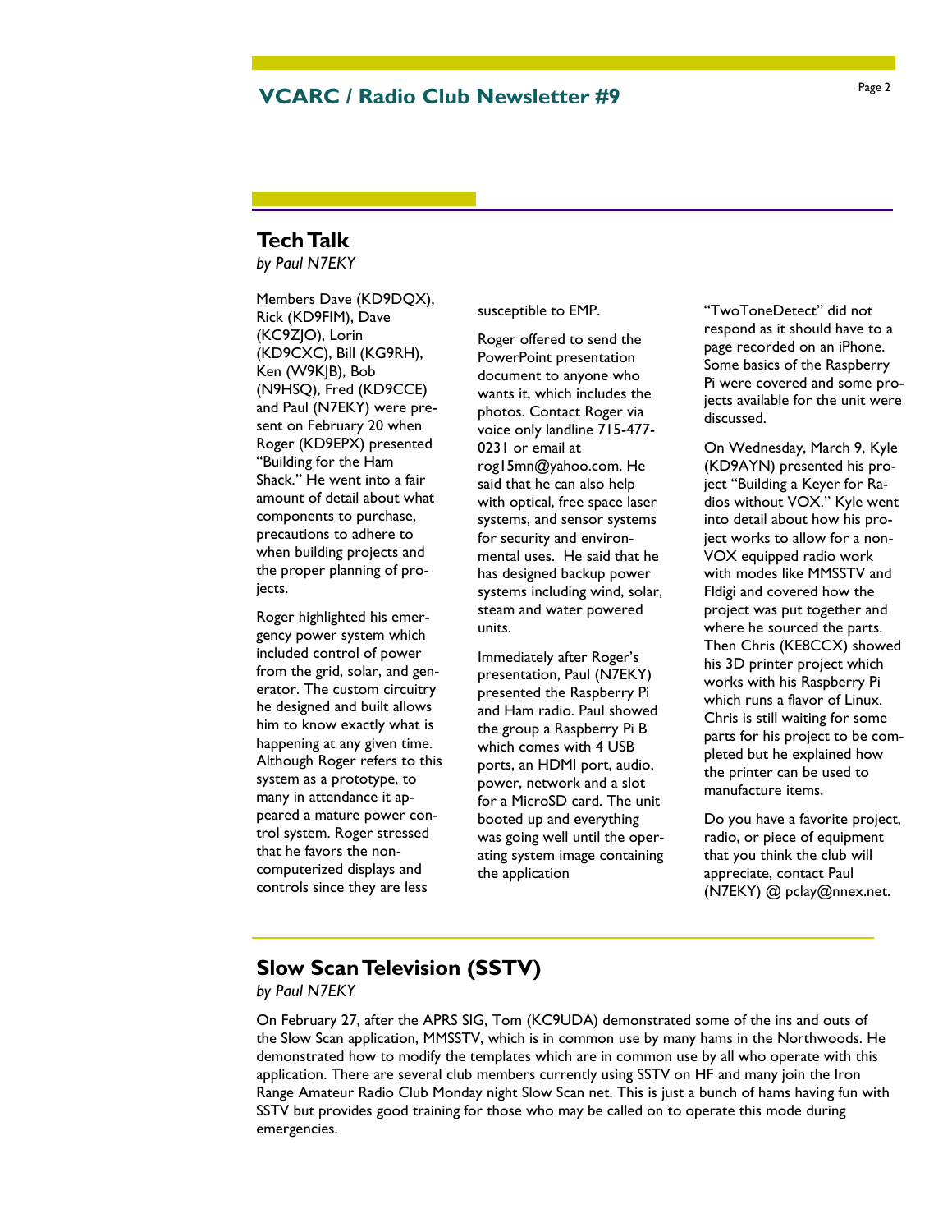## Tech Talk

*by Paul N7EKY*

Members Dave (KD9DQX), Rick (KD9FIM), Dave (KC9ZJO), Lorin (KD9CXC), Bill (KG9RH), Ken (W9KJB), Bob (N9HSQ), Fred (KD9CCE) and Paul (N7EKY) were present on February 20 when Roger (KD9EPX) presented "Building for the Ham Shack." He went into a fair amount of detail about what components to purchase, precautions to adhere to when building projects and the proper planning of projects.

Roger highlighted his emergency power system which included control of power from the grid, solar, and generator. The custom circuitry he designed and built allows him to know exactly what is happening at any given time. Although Roger refers to this system as a prototype, to many in attendance it appeared a mature power control system. Roger stressed that he favors the non-computerized displays and controls since they are less susceptible to EMP.

Roger offered to send the PowerPoint presentation document to anyone who wants it, which includes the photos. Contact Roger via voice only landline 715-477-0231 or email at rog15mn@yahoo.com. He said that he can also help with optical, free space laser systems, and sensor systems for security and environmental uses. He said that he has designed backup power systems including wind, solar, steam and water powered units.

Immediately after Roger's presentation, Paul (N7EKY) presented the Raspberry Pi and Ham radio. Paul showed the group a Raspberry Pi B which comes with 4 USB ports, an HDMI port, audio, power, network and a slot for a MicroSD card. The unit booted up and everything was going well until the operating system image containing the application "TwoToneDetect" did not respond as it should have to a page recorded on an iPhone. Some basics of the Raspberry Pi were covered and some projects available for the unit were discussed.

On Wednesday, March 9, Kyle (KD9AYN) presented his project "Building a Keyer for Radios without VOX." Kyle went into detail about how his project works to allow for a non-VOX equipped radio work with modes like MMSSTV and Fldigi and covered how the project was put together and where he sourced the parts. Then Chris (KE8CCX) showed his 3D printer project which works with his Raspberry Pi which runs a flavor of Linux. Chris is still waiting for some parts for his project to be completed but he explained how the printer can be used to manufacture items.

Do you have a favorite project, radio, or piece of equipment that you think the club will appreciate, contact Paul (N7EKY) @ pclay@nnex.net.

## Slow Scan Television (SSTV)

*by Paul N7EKY*

On February 27, after the APRS SIG, Tom (KC9UDA) demonstrated some of the ins and outs of the Slow Scan application, MMSSTV, which is in common use by many hams in the Northwoods. He demonstrated how to modify the templates which are in common use by all who operate with this application. There are several club members currently using SSTV on HF and many join the Iron Range Amateur Radio Club Monday night Slow Scan net. This is just a bunch of hams having fun with SSTV but provides good training for those who may be called on to operate this mode during emergencies.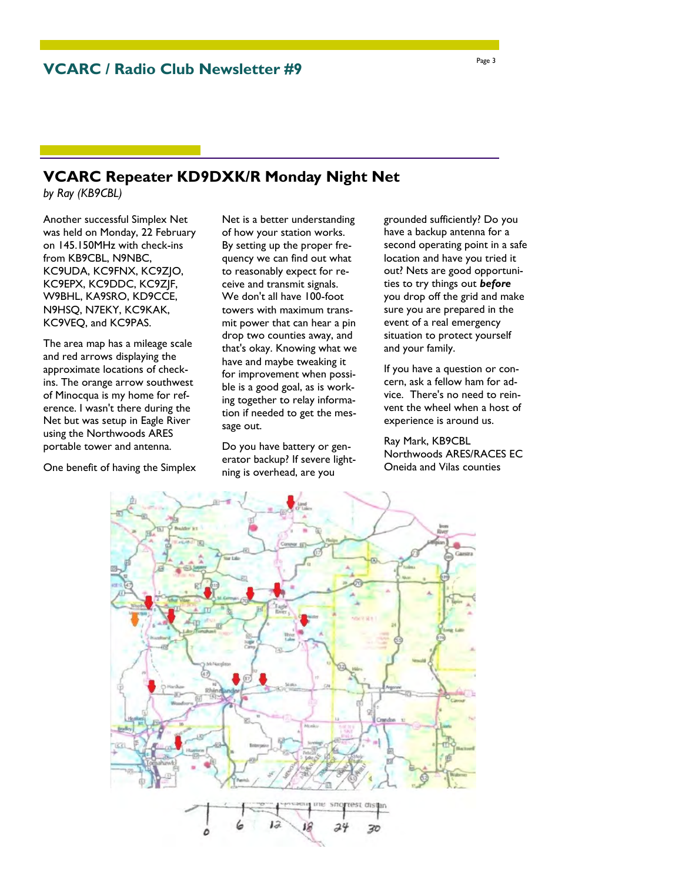## VCARC Repeater KD9DXK/R Monday Night Net

*by Ray (KB9CBL)*

Another successful Simplex Net was held on Monday, 22 February on 145.150MHz with check-ins from KB9CBL, N9NBC, KC9UDA, KC9FNX, KC9ZJO, KC9EPX, KC9DDC, KC9ZJF, W9BHL, KA9SRO, KD9CCE, N9HSQ, N7EKY, KC9KAK, KC9VEQ, and KC9PAS.

The area map has a mileage scale and red arrows displaying the approximate locations of check-ins. The orange arrow southwest of Minocqua is my home for reference. I wasn't there during the Net but was setup in Eagle River using the Northwoods ARES portable tower and antenna.

One benefit of having the Simplex Net is a better understanding of how your station works. By setting up the proper frequency we can find out what to reasonably expect for receive and transmit signals. We don't all have 100-foot towers with maximum transmit power that can hear a pin drop two counties away, and that's okay. Knowing what we have and maybe tweaking it for improvement when possible is a good goal, as is working together to relay information if needed to get the message out.

Do you have battery or generator backup? If severe lightning is overhead, are you grounded sufficiently? Do you have a backup antenna for a second operating point in a safe location and have you tried it out? Nets are good opportunities to try things out ***before*** you drop off the grid and make sure you are prepared in the event of a real emergency situation to protect yourself and your family.

If you have a question or concern, ask a fellow ham for advice. There's no need to reinvent the wheel when a host of experience is around us.

Ray Mark, KB9CBL
Northwoods ARES/RACES EC
Oneida and Vilas counties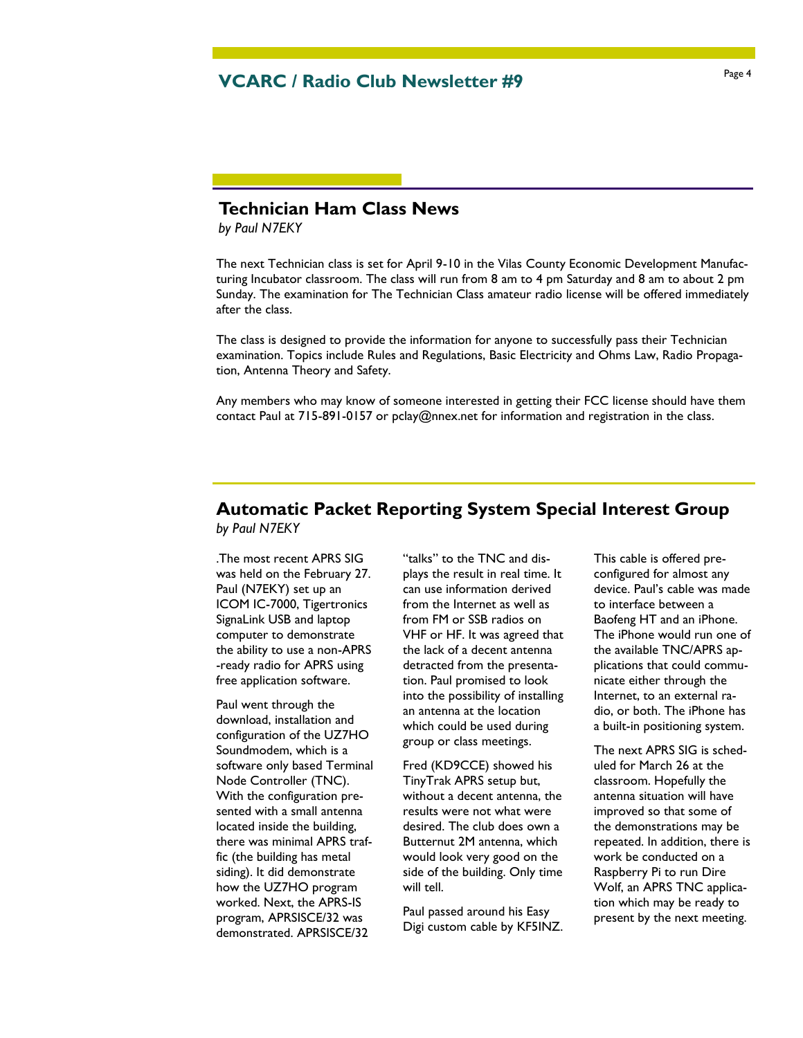## Technician Ham Class News

*by Paul N7EKY*

The next Technician class is set for April 9-10 in the Vilas County Economic Development Manufacturing Incubator classroom. The class will run from 8 am to 4 pm Saturday and 8 am to about 2 pm Sunday. The examination for The Technician Class amateur radio license will be offered immediately after the class.

The class is designed to provide the information for anyone to successfully pass their Technician examination. Topics include Rules and Regulations, Basic Electricity and Ohms Law, Radio Propagation, Antenna Theory and Safety.

Any members who may know of someone interested in getting their FCC license should have them contact Paul at 715-891-0157 or pclay@nnex.net for information and registration in the class.

## Automatic Packet Reporting System Special Interest Group

*by Paul N7EKY*

.The most recent APRS SIG was held on the February 27. Paul (N7EKY) set up an ICOM IC-7000, Tigertronics SignaLink USB and laptop computer to demonstrate the ability to use a non-APRS-ready radio for APRS using free application software.

Paul went through the download, installation and configuration of the UZ7HO Soundmodem, which is a software only based Terminal Node Controller (TNC). With the configuration presented with a small antenna located inside the building, there was minimal APRS traffic (the building has metal siding). It did demonstrate how the UZ7HO program worked. Next, the APRS-IS program, APRSISCE/32 was demonstrated. APRSISCE/32 "talks" to the TNC and displays the result in real time. It can use information derived from the Internet as well as from FM or SSB radios on VHF or HF. It was agreed that the lack of a decent antenna detracted from the presentation. Paul promised to look into the possibility of installing an antenna at the location which could be used during group or class meetings.

Fred (KD9CCE) showed his TinyTrak APRS setup but, without a decent antenna, the results were not what were desired. The club does own a Butternut 2M antenna, which would look very good on the side of the building. Only time will tell.

Paul passed around his Easy Digi custom cable by KF5INZ. This cable is offered pre-configured for almost any device. Paul's cable was made to interface between a Baofeng HT and an iPhone. The iPhone would run one of the available TNC/APRS applications that could communicate either through the Internet, to an external radio, or both. The iPhone has a built-in positioning system.

The next APRS SIG is scheduled for March 26 at the classroom. Hopefully the antenna situation will have improved so that some of the demonstrations may be repeated. In addition, there is work be conducted on a Raspberry Pi to run Dire Wolf, an APRS TNC application which may be ready to present by the next meeting.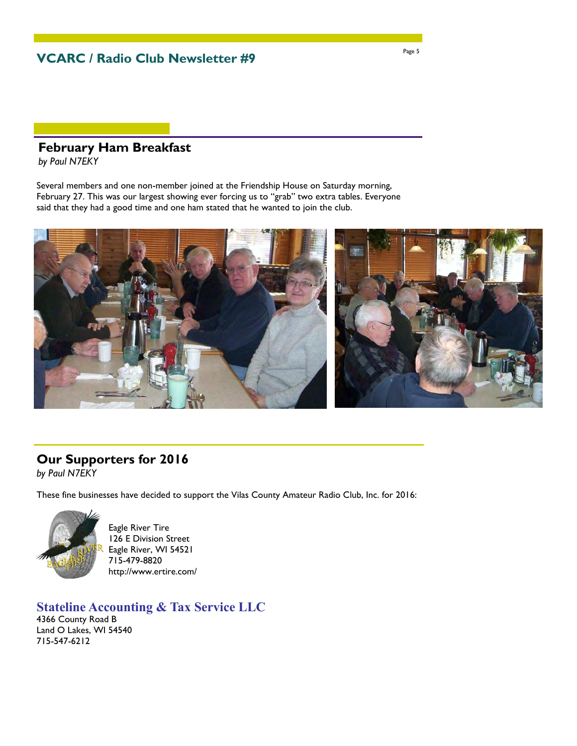## February Ham Breakfast

*by Paul N7EKY*

Several members and one non-member joined at the Friendship House on Saturday morning, February 27. This was our largest showing ever forcing us to "grab" two extra tables. Everyone said that they had a good time and one ham stated that he wanted to join the club.

## Our Supporters for 2016

*by Paul N7EKY*

These fine businesses have decided to support the Vilas County Amateur Radio Club, Inc. for 2016:

Eagle River Tire
126 E Division Street
Eagle River, WI 54521
715-479-8820
http://www.ertire.com/

### Stateline Accounting & Tax Service LLC

4366 County Road B
Land O Lakes, WI 54540
715-547-6212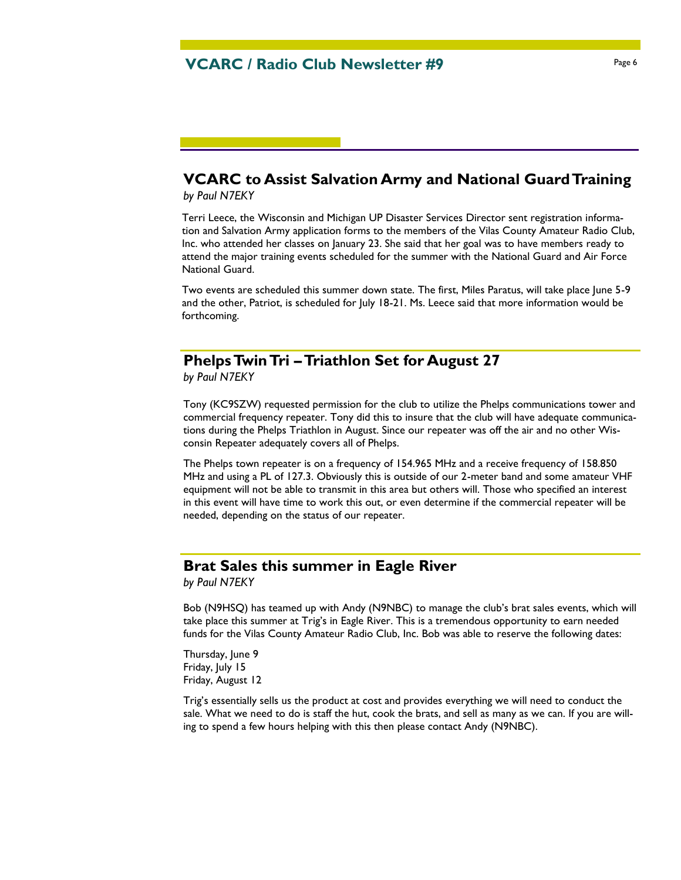## VCARC to Assist Salvation Army and National Guard Training

*by Paul N7EKY*

Terri Leece, the Wisconsin and Michigan UP Disaster Services Director sent registration information and Salvation Army application forms to the members of the Vilas County Amateur Radio Club, Inc. who attended her classes on January 23. She said that her goal was to have members ready to attend the major training events scheduled for the summer with the National Guard and Air Force National Guard.

Two events are scheduled this summer down state. The first, Miles Paratus, will take place June 5-9 and the other, Patriot, is scheduled for July 18-21. Ms. Leece said that more information would be forthcoming.

## Phelps Twin Tri – Triathlon Set for August 27

*by Paul N7EKY*

Tony (KC9SZW) requested permission for the club to utilize the Phelps communications tower and commercial frequency repeater. Tony did this to insure that the club will have adequate communications during the Phelps Triathlon in August. Since our repeater was off the air and no other Wisconsin Repeater adequately covers all of Phelps.

The Phelps town repeater is on a frequency of 154.965 MHz and a receive frequency of 158.850 MHz and using a PL of 127.3. Obviously this is outside of our 2-meter band and some amateur VHF equipment will not be able to transmit in this area but others will. Those who specified an interest in this event will have time to work this out, or even determine if the commercial repeater will be needed, depending on the status of our repeater.

## Brat Sales this summer in Eagle River

*by Paul N7EKY*

Bob (N9HSQ) has teamed up with Andy (N9NBC) to manage the club's brat sales events, which will take place this summer at Trig's in Eagle River. This is a tremendous opportunity to earn needed funds for the Vilas County Amateur Radio Club, Inc. Bob was able to reserve the following dates:

Thursday, June 9
Friday, July 15
Friday, August 12

Trig's essentially sells us the product at cost and provides everything we will need to conduct the sale. What we need to do is staff the hut, cook the brats, and sell as many as we can. If you are willing to spend a few hours helping with this then please contact Andy (N9NBC).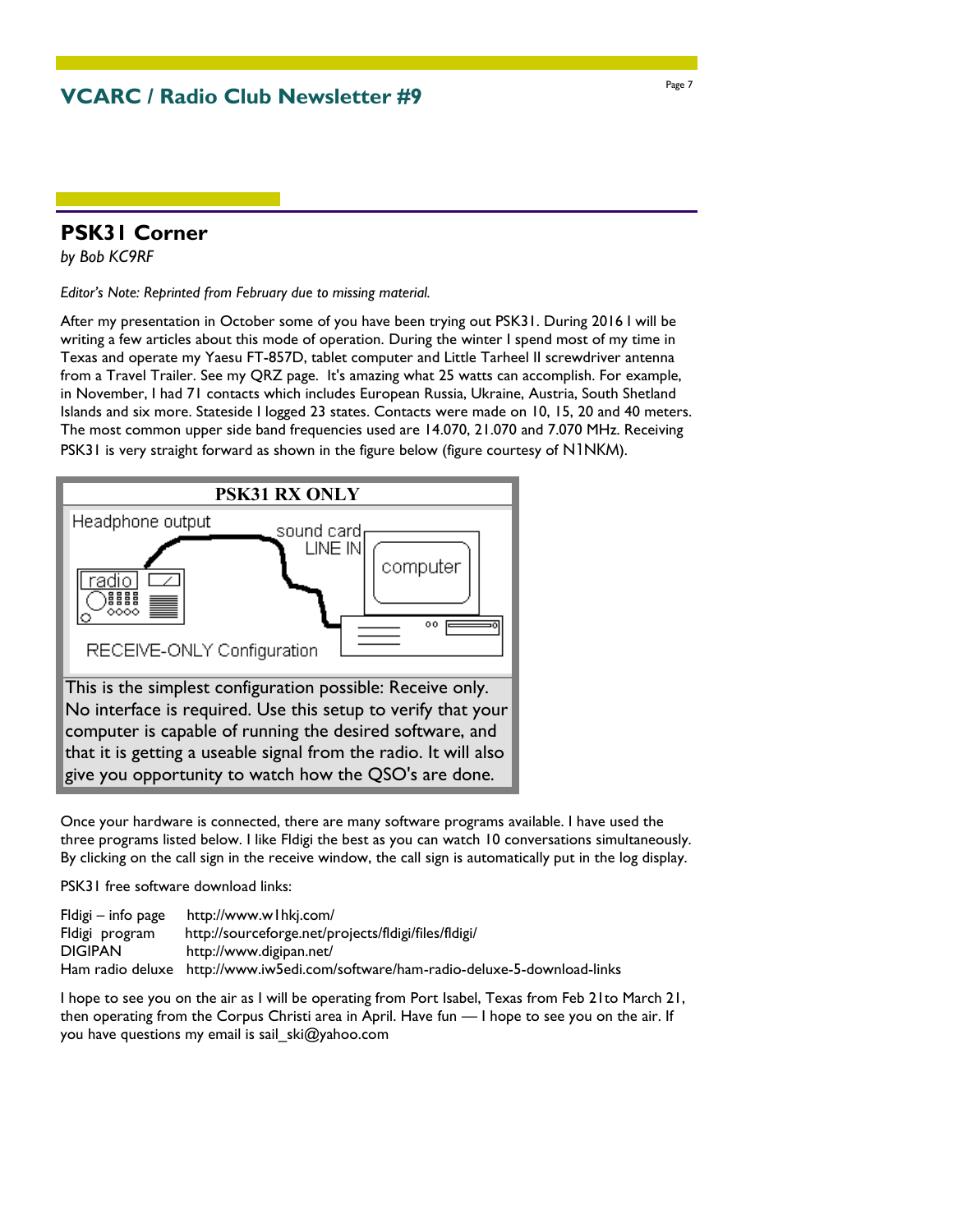## PSK31 Corner

*by Bob KC9RF*

*Editor's Note: Reprinted from February due to missing material.*

After my presentation in October some of you have been trying out PSK31. During 2016 I will be writing a few articles about this mode of operation. During the winter I spend most of my time in Texas and operate my Yaesu FT-857D, tablet computer and Little Tarheel II screwdriver antenna from a Travel Trailer. See my QRZ page. It's amazing what 25 watts can accomplish. For example, in November, I had 71 contacts which includes European Russia, Ukraine, Austria, South Shetland Islands and six more. Stateside I logged 23 states. Contacts were made on 10, 15, 20 and 40 meters. The most common upper side band frequencies used are 14.070, 21.070 and 7.070 MHz. Receiving PSK31 is very straight forward as shown in the figure below (figure courtesy of N1NKM).

**PSK31 RX ONLY**

Headphone output — sound card LINE IN — radio — computer

RECEIVE-ONLY Configuration

This is the simplest configuration possible: Receive only. No interface is required. Use this setup to verify that your computer is capable of running the desired software, and that it is getting a useable signal from the radio. It will also give you opportunity to watch how the QSO's are done.

Once your hardware is connected, there are many software programs available. I have used the three programs listed below. I like Fldigi the best as you can watch 10 conversations simultaneously. By clicking on the call sign in the receive window, the call sign is automatically put in the log display.

PSK31 free software download links:

| | |
|---|---|
| Fldigi – info page | http://www.w1hkj.com/ |
| Fldigi program | http://sourceforge.net/projects/fldigi/files/fldigi/ |
| DIGIPAN | http://www.digipan.net/ |
| Ham radio deluxe | http://www.iw5edi.com/software/ham-radio-deluxe-5-download-links |

I hope to see you on the air as I will be operating from Port Isabel, Texas from Feb 21to March 21, then operating from the Corpus Christi area in April. Have fun — I hope to see you on the air. If you have questions my email is sail_ski@yahoo.com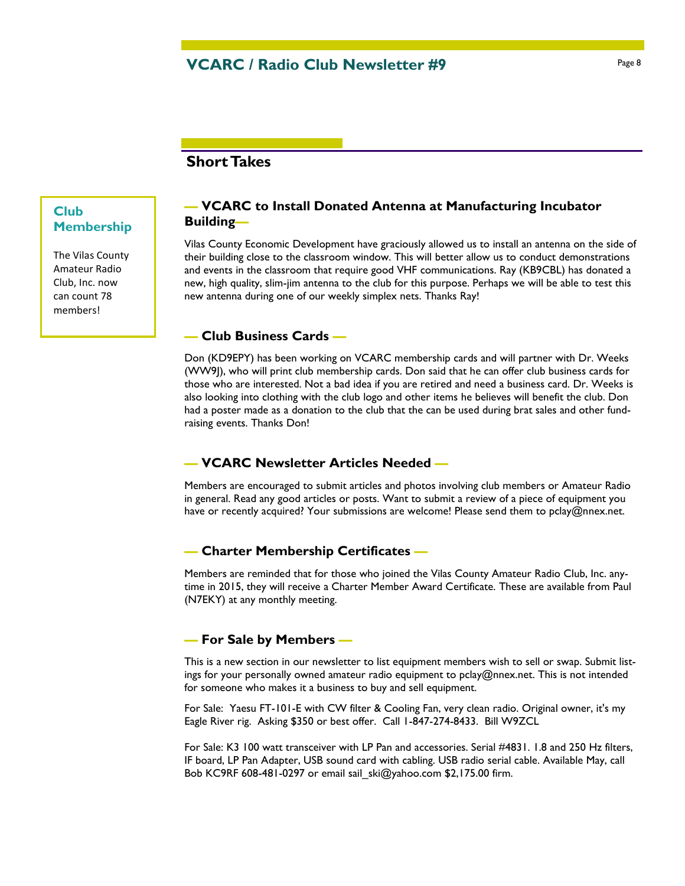## Short Takes

### Club Membership

The Vilas County Amateur Radio Club, Inc. now can count 78 members!

### — VCARC to Install Donated Antenna at Manufacturing Incubator Building—

Vilas County Economic Development have graciously allowed us to install an antenna on the side of their building close to the classroom window. This will better allow us to conduct demonstrations and events in the classroom that require good VHF communications. Ray (KB9CBL) has donated a new, high quality, slim-jim antenna to the club for this purpose. Perhaps we will be able to test this new antenna during one of our weekly simplex nets. Thanks Ray!

### — Club Business Cards —

Don (KD9EPY) has been working on VCARC membership cards and will partner with Dr. Weeks (WW9J), who will print club membership cards. Don said that he can offer club business cards for those who are interested. Not a bad idea if you are retired and need a business card. Dr. Weeks is also looking into clothing with the club logo and other items he believes will benefit the club. Don had a poster made as a donation to the club that the can be used during brat sales and other fund-raising events. Thanks Don!

### — VCARC Newsletter Articles Needed —

Members are encouraged to submit articles and photos involving club members or Amateur Radio in general. Read any good articles or posts. Want to submit a review of a piece of equipment you have or recently acquired? Your submissions are welcome! Please send them to pclay@nnex.net.

### — Charter Membership Certificates —

Members are reminded that for those who joined the Vilas County Amateur Radio Club, Inc. anytime in 2015, they will receive a Charter Member Award Certificate. These are available from Paul (N7EKY) at any monthly meeting.

### — For Sale by Members —

This is a new section in our newsletter to list equipment members wish to sell or swap. Submit listings for your personally owned amateur radio equipment to pclay@nnex.net. This is not intended for someone who makes it a business to buy and sell equipment.

For Sale: Yaesu FT-101-E with CW filter & Cooling Fan, very clean radio. Original owner, it's my Eagle River rig. Asking $350 or best offer. Call 1-847-274-8433. Bill W9ZCL

For Sale: K3 100 watt transceiver with LP Pan and accessories. Serial #4831. 1.8 and 250 Hz filters, IF board, LP Pan Adapter, USB sound card with cabling. USB radio serial cable. Available May, call Bob KC9RF 608-481-0297 or email sail_ski@yahoo.com $2,175.00 firm.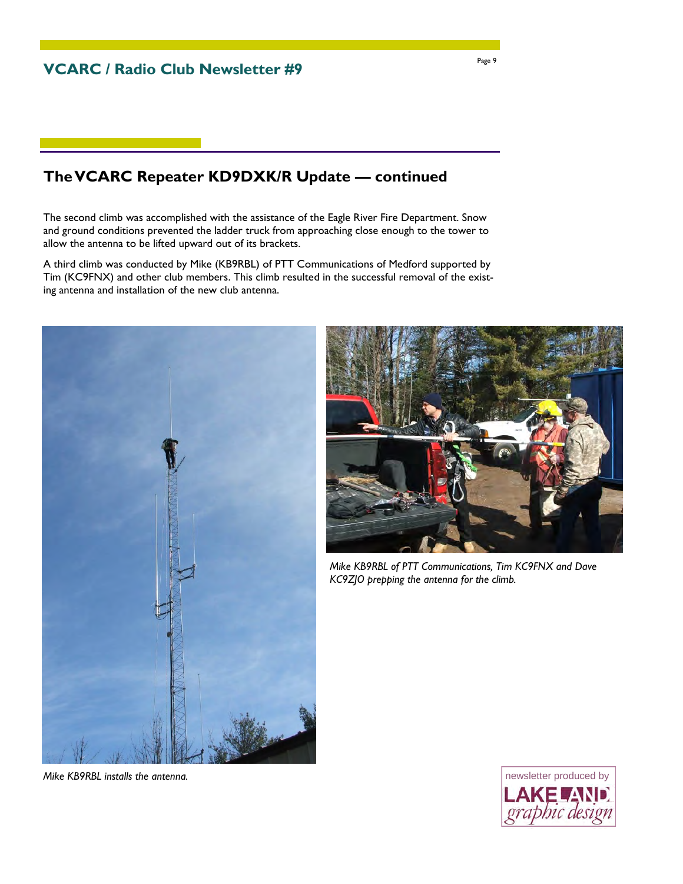## The VCARC Repeater KD9DXK/R Update — continued

The second climb was accomplished with the assistance of the Eagle River Fire Department. Snow and ground conditions prevented the ladder truck from approaching close enough to the tower to allow the antenna to be lifted upward out of its brackets.

A third climb was conducted by Mike (KB9RBL) of PTT Communications of Medford supported by Tim (KC9FNX) and other club members. This climb resulted in the successful removal of the existing antenna and installation of the new club antenna.

*Mike KB9RBL of PTT Communications, Tim KC9FNX and Dave KC9ZJO prepping the antenna for the climb.*

*Mike KB9RBL installs the antenna.*

newsletter produced by LAKELAND graphic design